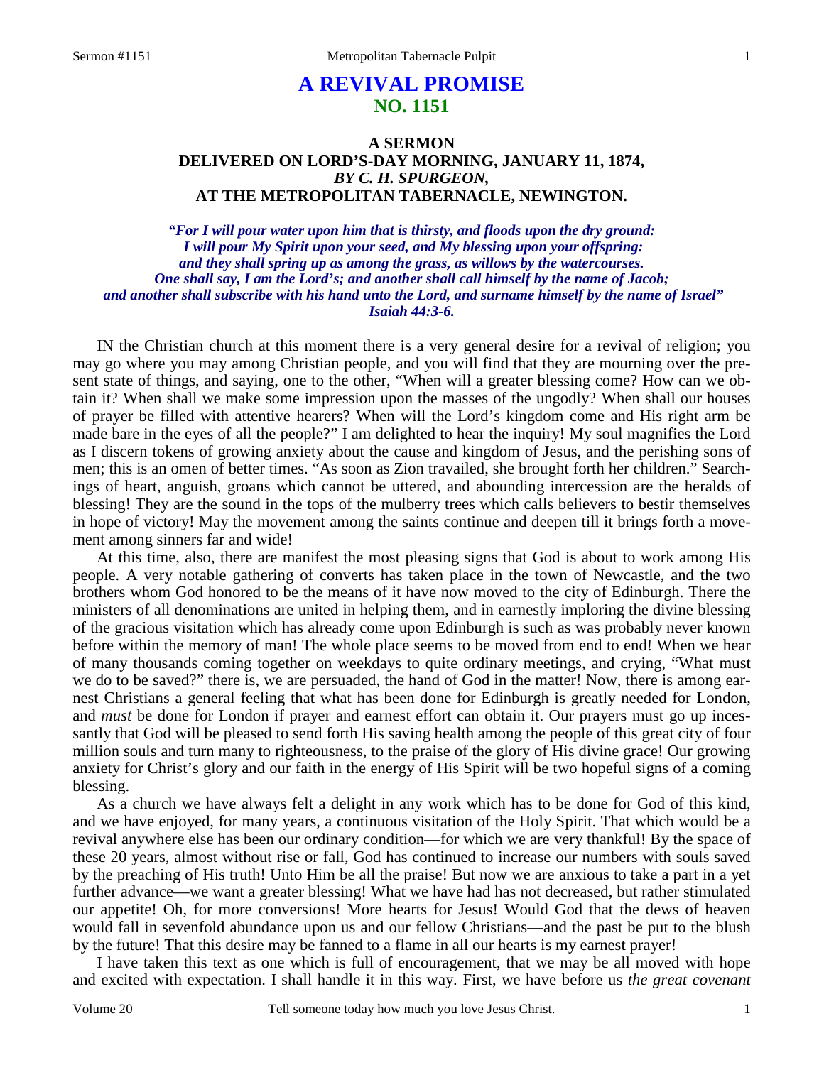# A REVIVAL PROMISE
## NO. 1151

### A SERMON
### DELIVERED ON LORD'S-DAY MORNING, JANUARY 11, 1874,
### *BY C. H. SPURGEON,*
### AT THE METROPOLITAN TABERNACLE, NEWINGTON.

*"For I will pour water upon him that is thirsty, and floods upon the dry ground: I will pour My Spirit upon your seed, and My blessing upon your offspring: and they shall spring up as among the grass, as willows by the watercourses. One shall say, I am the Lord's; and another shall call himself by the name of Jacob; and another shall subscribe with his hand unto the Lord, and surname himself by the name of Israel" Isaiah 44:3-6.*

IN the Christian church at this moment there is a very general desire for a revival of religion; you may go where you may among Christian people, and you will find that they are mourning over the present state of things, and saying, one to the other, "When will a greater blessing come? How can we obtain it? When shall we make some impression upon the masses of the ungodly? When shall our houses of prayer be filled with attentive hearers? When will the Lord's kingdom come and His right arm be made bare in the eyes of all the people?" I am delighted to hear the inquiry! My soul magnifies the Lord as I discern tokens of growing anxiety about the cause and kingdom of Jesus, and the perishing sons of men; this is an omen of better times. "As soon as Zion travailed, she brought forth her children." Searchings of heart, anguish, groans which cannot be uttered, and abounding intercession are the heralds of blessing! They are the sound in the tops of the mulberry trees which calls believers to bestir themselves in hope of victory! May the movement among the saints continue and deepen till it brings forth a movement among sinners far and wide!

At this time, also, there are manifest the most pleasing signs that God is about to work among His people. A very notable gathering of converts has taken place in the town of Newcastle, and the two brothers whom God honored to be the means of it have now moved to the city of Edinburgh. There the ministers of all denominations are united in helping them, and in earnestly imploring the divine blessing of the gracious visitation which has already come upon Edinburgh is such as was probably never known before within the memory of man! The whole place seems to be moved from end to end! When we hear of many thousands coming together on weekdays to quite ordinary meetings, and crying, "What must we do to be saved?" there is, we are persuaded, the hand of God in the matter! Now, there is among earnest Christians a general feeling that what has been done for Edinburgh is greatly needed for London, and *must* be done for London if prayer and earnest effort can obtain it. Our prayers must go up incessantly that God will be pleased to send forth His saving health among the people of this great city of four million souls and turn many to righteousness, to the praise of the glory of His divine grace! Our growing anxiety for Christ's glory and our faith in the energy of His Spirit will be two hopeful signs of a coming blessing.

As a church we have always felt a delight in any work which has to be done for God of this kind, and we have enjoyed, for many years, a continuous visitation of the Holy Spirit. That which would be a revival anywhere else has been our ordinary condition—for which we are very thankful! By the space of these 20 years, almost without rise or fall, God has continued to increase our numbers with souls saved by the preaching of His truth! Unto Him be all the praise! But now we are anxious to take a part in a yet further advance—we want a greater blessing! What we have had has not decreased, but rather stimulated our appetite! Oh, for more conversions! More hearts for Jesus! Would God that the dews of heaven would fall in sevenfold abundance upon us and our fellow Christians—and the past be put to the blush by the future! That this desire may be fanned to a flame in all our hearts is my earnest prayer!

I have taken this text as one which is full of encouragement, that we may be all moved with hope and excited with expectation. I shall handle it in this way. First, we have before us *the great covenant*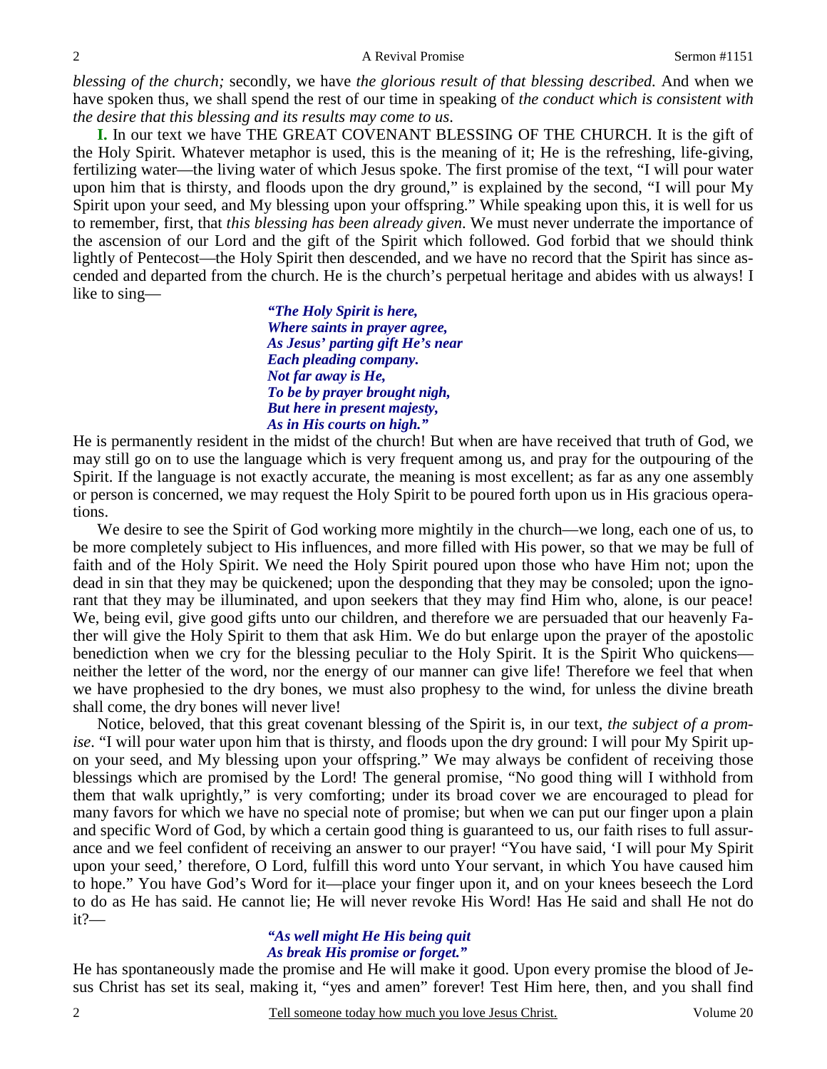*blessing of the church;* secondly, we have *the glorious result of that blessing described.* And when we have spoken thus, we shall spend the rest of our time in speaking of *the conduct which is consistent with the desire that this blessing and its results may come to us*.

**I.** In our text we have THE GREAT COVENANT BLESSING OF THE CHURCH. It is the gift of the Holy Spirit. Whatever metaphor is used, this is the meaning of it; He is the refreshing, life-giving, fertilizing water—the living water of which Jesus spoke. The first promise of the text, "I will pour water upon him that is thirsty, and floods upon the dry ground," is explained by the second, "I will pour My Spirit upon your seed, and My blessing upon your offspring." While speaking upon this, it is well for us to remember, first, that *this blessing has been already given*. We must never underrate the importance of the ascension of our Lord and the gift of the Spirit which followed. God forbid that we should think lightly of Pentecost—the Holy Spirit then descended, and we have no record that the Spirit has since ascended and departed from the church. He is the church's perpetual heritage and abides with us always! I like to sing—

> ***"The Holy Spirit is here,***
> ***Where saints in prayer agree,***
> ***As Jesus' parting gift He's near***
> ***Each pleading company.***
> ***Not far away is He,***
> ***To be by prayer brought nigh,***
> ***But here in present majesty,***
> ***As in His courts on high."***

He is permanently resident in the midst of the church! But when are have received that truth of God, we may still go on to use the language which is very frequent among us, and pray for the outpouring of the Spirit. If the language is not exactly accurate, the meaning is most excellent; as far as any one assembly or person is concerned, we may request the Holy Spirit to be poured forth upon us in His gracious operations.

We desire to see the Spirit of God working more mightily in the church—we long, each one of us, to be more completely subject to His influences, and more filled with His power, so that we may be full of faith and of the Holy Spirit. We need the Holy Spirit poured upon those who have Him not; upon the dead in sin that they may be quickened; upon the desponding that they may be consoled; upon the ignorant that they may be illuminated, and upon seekers that they may find Him who, alone, is our peace! We, being evil, give good gifts unto our children, and therefore we are persuaded that our heavenly Father will give the Holy Spirit to them that ask Him. We do but enlarge upon the prayer of the apostolic benediction when we cry for the blessing peculiar to the Holy Spirit. It is the Spirit Who quickens—neither the letter of the word, nor the energy of our manner can give life! Therefore we feel that when we have prophesied to the dry bones, we must also prophesy to the wind, for unless the divine breath shall come, the dry bones will never live!

Notice, beloved, that this great covenant blessing of the Spirit is, in our text, *the subject of a promise*. "I will pour water upon him that is thirsty, and floods upon the dry ground: I will pour My Spirit upon your seed, and My blessing upon your offspring." We may always be confident of receiving those blessings which are promised by the Lord! The general promise, "No good thing will I withhold from them that walk uprightly," is very comforting; under its broad cover we are encouraged to plead for many favors for which we have no special note of promise; but when we can put our finger upon a plain and specific Word of God, by which a certain good thing is guaranteed to us, our faith rises to full assurance and we feel confident of receiving an answer to our prayer! "You have said, 'I will pour My Spirit upon your seed,' therefore, O Lord, fulfill this word unto Your servant, in which You have caused him to hope." You have God's Word for it—place your finger upon it, and on your knees beseech the Lord to do as He has said. He cannot lie; He will never revoke His Word! Has He said and shall He not do it?—

> ***"As well might He His being quit***
> ***As break His promise or forget."***

He has spontaneously made the promise and He will make it good. Upon every promise the blood of Jesus Christ has set its seal, making it, "yes and amen" forever! Test Him here, then, and you shall find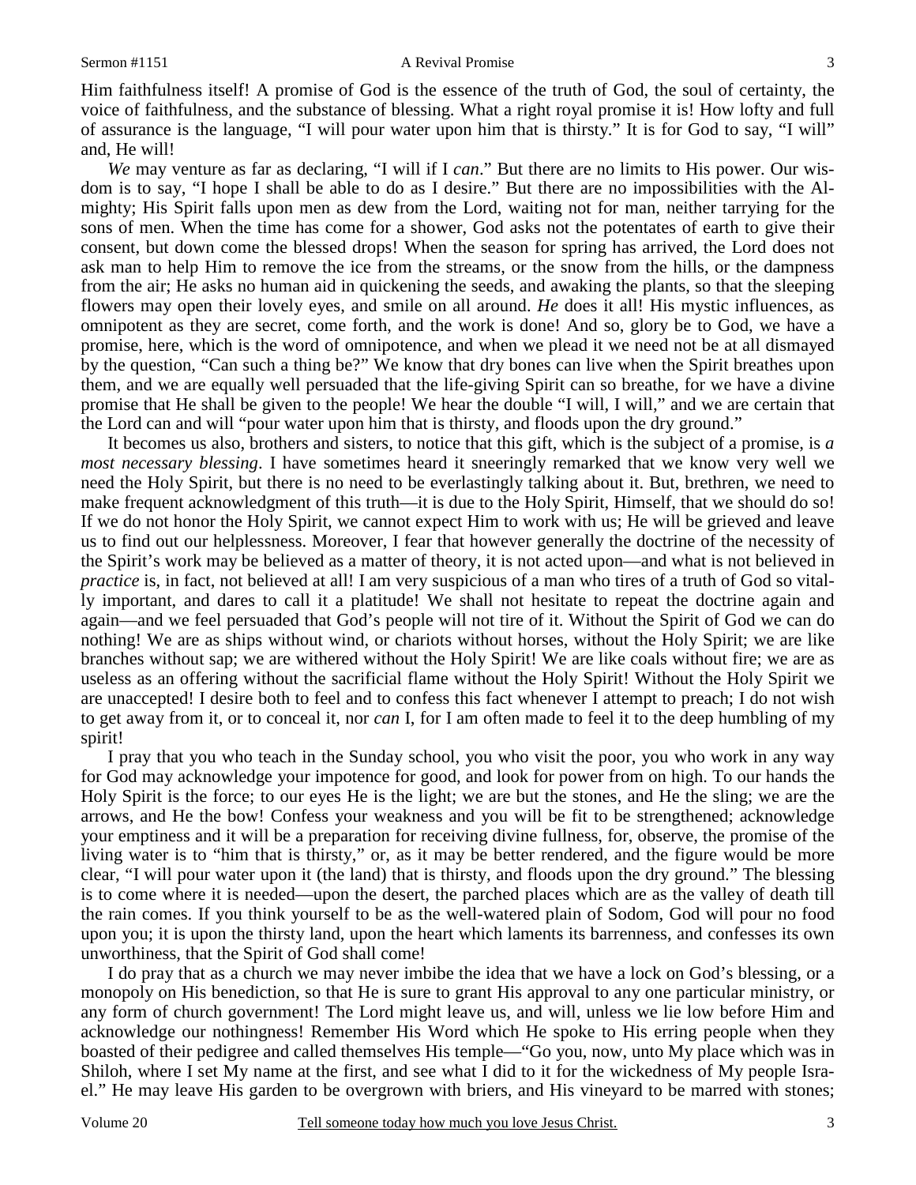Him faithfulness itself! A promise of God is the essence of the truth of God, the soul of certainty, the voice of faithfulness, and the substance of blessing. What a right royal promise it is! How lofty and full of assurance is the language, "I will pour water upon him that is thirsty." It is for God to say, "I will" and, He will!

*We* may venture as far as declaring, "I will if I *can*." But there are no limits to His power. Our wisdom is to say, "I hope I shall be able to do as I desire." But there are no impossibilities with the Almighty; His Spirit falls upon men as dew from the Lord, waiting not for man, neither tarrying for the sons of men. When the time has come for a shower, God asks not the potentates of earth to give their consent, but down come the blessed drops! When the season for spring has arrived, the Lord does not ask man to help Him to remove the ice from the streams, or the snow from the hills, or the dampness from the air; He asks no human aid in quickening the seeds, and awaking the plants, so that the sleeping flowers may open their lovely eyes, and smile on all around. *He* does it all! His mystic influences, as omnipotent as they are secret, come forth, and the work is done! And so, glory be to God, we have a promise, here, which is the word of omnipotence, and when we plead it we need not be at all dismayed by the question, "Can such a thing be?" We know that dry bones can live when the Spirit breathes upon them, and we are equally well persuaded that the life-giving Spirit can so breathe, for we have a divine promise that He shall be given to the people! We hear the double "I will, I will," and we are certain that the Lord can and will "pour water upon him that is thirsty, and floods upon the dry ground."

It becomes us also, brothers and sisters, to notice that this gift, which is the subject of a promise, is *a most necessary blessing*. I have sometimes heard it sneeringly remarked that we know very well we need the Holy Spirit, but there is no need to be everlastingly talking about it. But, brethren, we need to make frequent acknowledgment of this truth—it is due to the Holy Spirit, Himself, that we should do so! If we do not honor the Holy Spirit, we cannot expect Him to work with us; He will be grieved and leave us to find out our helplessness. Moreover, I fear that however generally the doctrine of the necessity of the Spirit's work may be believed as a matter of theory, it is not acted upon—and what is not believed in *practice* is, in fact, not believed at all! I am very suspicious of a man who tires of a truth of God so vitally important, and dares to call it a platitude! We shall not hesitate to repeat the doctrine again and again—and we feel persuaded that God's people will not tire of it. Without the Spirit of God we can do nothing! We are as ships without wind, or chariots without horses, without the Holy Spirit; we are like branches without sap; we are withered without the Holy Spirit! We are like coals without fire; we are as useless as an offering without the sacrificial flame without the Holy Spirit! Without the Holy Spirit we are unaccepted! I desire both to feel and to confess this fact whenever I attempt to preach; I do not wish to get away from it, or to conceal it, nor *can* I, for I am often made to feel it to the deep humbling of my spirit!

I pray that you who teach in the Sunday school, you who visit the poor, you who work in any way for God may acknowledge your impotence for good, and look for power from on high. To our hands the Holy Spirit is the force; to our eyes He is the light; we are but the stones, and He the sling; we are the arrows, and He the bow! Confess your weakness and you will be fit to be strengthened; acknowledge your emptiness and it will be a preparation for receiving divine fullness, for, observe, the promise of the living water is to "him that is thirsty," or, as it may be better rendered, and the figure would be more clear, "I will pour water upon it (the land) that is thirsty, and floods upon the dry ground." The blessing is to come where it is needed—upon the desert, the parched places which are as the valley of death till the rain comes. If you think yourself to be as the well-watered plain of Sodom, God will pour no food upon you; it is upon the thirsty land, upon the heart which laments its barrenness, and confesses its own unworthiness, that the Spirit of God shall come!

I do pray that as a church we may never imbibe the idea that we have a lock on God's blessing, or a monopoly on His benediction, so that He is sure to grant His approval to any one particular ministry, or any form of church government! The Lord might leave us, and will, unless we lie low before Him and acknowledge our nothingness! Remember His Word which He spoke to His erring people when they boasted of their pedigree and called themselves His temple—"Go you, now, unto My place which was in Shiloh, where I set My name at the first, and see what I did to it for the wickedness of My people Israel." He may leave His garden to be overgrown with briers, and His vineyard to be marred with stones;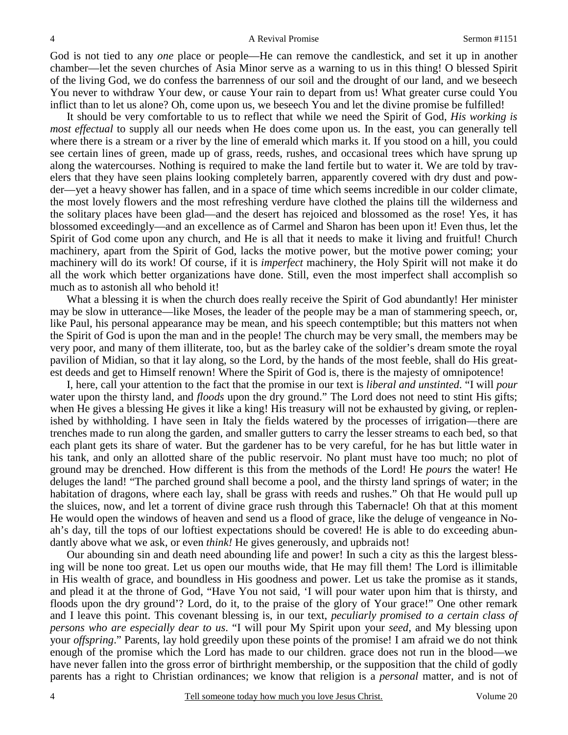God is not tied to any *one* place or people—He can remove the candlestick, and set it up in another chamber—let the seven churches of Asia Minor serve as a warning to us in this thing! O blessed Spirit of the living God, we do confess the barrenness of our soil and the drought of our land, and we beseech You never to withdraw Your dew, or cause Your rain to depart from us! What greater curse could You inflict than to let us alone? Oh, come upon us, we beseech You and let the divine promise be fulfilled!

It should be very comfortable to us to reflect that while we need the Spirit of God, *His working is most effectual* to supply all our needs when He does come upon us. In the east, you can generally tell where there is a stream or a river by the line of emerald which marks it. If you stood on a hill, you could see certain lines of green, made up of grass, reeds, rushes, and occasional trees which have sprung up along the watercourses. Nothing is required to make the land fertile but to water it. We are told by travelers that they have seen plains looking completely barren, apparently covered with dry dust and powder—yet a heavy shower has fallen, and in a space of time which seems incredible in our colder climate, the most lovely flowers and the most refreshing verdure have clothed the plains till the wilderness and the solitary places have been glad—and the desert has rejoiced and blossomed as the rose! Yes, it has blossomed exceedingly—and an excellence as of Carmel and Sharon has been upon it! Even thus, let the Spirit of God come upon any church, and He is all that it needs to make it living and fruitful! Church machinery, apart from the Spirit of God, lacks the motive power, but the motive power coming; your machinery will do its work! Of course, if it is *imperfect* machinery, the Holy Spirit will not make it do all the work which better organizations have done. Still, even the most imperfect shall accomplish so much as to astonish all who behold it!

What a blessing it is when the church does really receive the Spirit of God abundantly! Her minister may be slow in utterance—like Moses, the leader of the people may be a man of stammering speech, or, like Paul, his personal appearance may be mean, and his speech contemptible; but this matters not when the Spirit of God is upon the man and in the people! The church may be very small, the members may be very poor, and many of them illiterate, too, but as the barley cake of the soldier's dream smote the royal pavilion of Midian, so that it lay along, so the Lord, by the hands of the most feeble, shall do His greatest deeds and get to Himself renown! Where the Spirit of God is, there is the majesty of omnipotence!

I, here, call your attention to the fact that the promise in our text is *liberal and unstinted*. "I will *pour* water upon the thirsty land, and *floods* upon the dry ground." The Lord does not need to stint His gifts; when He gives a blessing He gives it like a king! His treasury will not be exhausted by giving, or replenished by withholding. I have seen in Italy the fields watered by the processes of irrigation—there are trenches made to run along the garden, and smaller gutters to carry the lesser streams to each bed, so that each plant gets its share of water. But the gardener has to be very careful, for he has but little water in his tank, and only an allotted share of the public reservoir. No plant must have too much; no plot of ground may be drenched. How different is this from the methods of the Lord! He *pours* the water! He deluges the land! "The parched ground shall become a pool, and the thirsty land springs of water; in the habitation of dragons, where each lay, shall be grass with reeds and rushes." Oh that He would pull up the sluices, now, and let a torrent of divine grace rush through this Tabernacle! Oh that at this moment He would open the windows of heaven and send us a flood of grace, like the deluge of vengeance in Noah's day, till the tops of our loftiest expectations should be covered! He is able to do exceeding abundantly above what we ask, or even *think!* He gives generously, and upbraids not!

Our abounding sin and death need abounding life and power! In such a city as this the largest blessing will be none too great. Let us open our mouths wide, that He may fill them! The Lord is illimitable in His wealth of grace, and boundless in His goodness and power. Let us take the promise as it stands, and plead it at the throne of God, "Have You not said, 'I will pour water upon him that is thirsty, and floods upon the dry ground'? Lord, do it, to the praise of the glory of Your grace!" One other remark and I leave this point. This covenant blessing is, in our text, *peculiarly promised to a certain class of persons who are especially dear to us*. "I will pour My Spirit upon your *seed*, and My blessing upon your *offspring*." Parents, lay hold greedily upon these points of the promise! I am afraid we do not think enough of the promise which the Lord has made to our children. grace does not run in the blood—we have never fallen into the gross error of birthright membership, or the supposition that the child of godly parents has a right to Christian ordinances; we know that religion is a *personal* matter, and is not of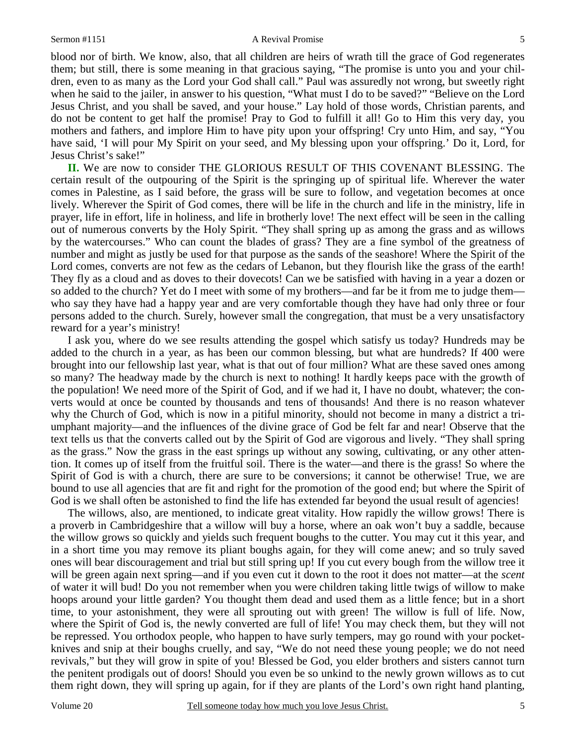blood nor of birth. We know, also, that all children are heirs of wrath till the grace of God regenerates them; but still, there is some meaning in that gracious saying, "The promise is unto you and your children, even to as many as the Lord your God shall call." Paul was assuredly not wrong, but sweetly right when he said to the jailer, in answer to his question, "What must I do to be saved?" "Believe on the Lord Jesus Christ, and you shall be saved, and your house." Lay hold of those words, Christian parents, and do not be content to get half the promise! Pray to God to fulfill it all! Go to Him this very day, you mothers and fathers, and implore Him to have pity upon your offspring! Cry unto Him, and say, "You have said, 'I will pour My Spirit on your seed, and My blessing upon your offspring.' Do it, Lord, for Jesus Christ's sake!"

**II.** We are now to consider THE GLORIOUS RESULT OF THIS COVENANT BLESSING. The certain result of the outpouring of the Spirit is the springing up of spiritual life. Wherever the water comes in Palestine, as I said before, the grass will be sure to follow, and vegetation becomes at once lively. Wherever the Spirit of God comes, there will be life in the church and life in the ministry, life in prayer, life in effort, life in holiness, and life in brotherly love! The next effect will be seen in the calling out of numerous converts by the Holy Spirit. "They shall spring up as among the grass and as willows by the watercourses." Who can count the blades of grass? They are a fine symbol of the greatness of number and might as justly be used for that purpose as the sands of the seashore! Where the Spirit of the Lord comes, converts are not few as the cedars of Lebanon, but they flourish like the grass of the earth! They fly as a cloud and as doves to their dovecots! Can we be satisfied with having in a year a dozen or so added to the church? Yet do I meet with some of my brothers—and far be it from me to judge them—who say they have had a happy year and are very comfortable though they have had only three or four persons added to the church. Surely, however small the congregation, that must be a very unsatisfactory reward for a year's ministry!

I ask you, where do we see results attending the gospel which satisfy us today? Hundreds may be added to the church in a year, as has been our common blessing, but what are hundreds? If 400 were brought into our fellowship last year, what is that out of four million? What are these saved ones among so many? The headway made by the church is next to nothing! It hardly keeps pace with the growth of the population! We need more of the Spirit of God, and if we had it, I have no doubt, whatever; the converts would at once be counted by thousands and tens of thousands! And there is no reason whatever why the Church of God, which is now in a pitiful minority, should not become in many a district a triumphant majority—and the influences of the divine grace of God be felt far and near! Observe that the text tells us that the converts called out by the Spirit of God are vigorous and lively. "They shall spring as the grass." Now the grass in the east springs up without any sowing, cultivating, or any other attention. It comes up of itself from the fruitful soil. There is the water—and there is the grass! So where the Spirit of God is with a church, there are sure to be conversions; it cannot be otherwise! True, we are bound to use all agencies that are fit and right for the promotion of the good end; but where the Spirit of God is we shall often be astonished to find the life has extended far beyond the usual result of agencies!

The willows, also, are mentioned, to indicate great vitality. How rapidly the willow grows! There is a proverb in Cambridgeshire that a willow will buy a horse, where an oak won't buy a saddle, because the willow grows so quickly and yields such frequent boughs to the cutter. You may cut it this year, and in a short time you may remove its pliant boughs again, for they will come anew; and so truly saved ones will bear discouragement and trial but still spring up! If you cut every bough from the willow tree it will be green again next spring—and if you even cut it down to the root it does not matter—at the *scent* of water it will bud! Do you not remember when you were children taking little twigs of willow to make hoops around your little garden? You thought them dead and used them as a little fence; but in a short time, to your astonishment, they were all sprouting out with green! The willow is full of life. Now, where the Spirit of God is, the newly converted are full of life! You may check them, but they will not be repressed. You orthodox people, who happen to have surly tempers, may go round with your pocket-knives and snip at their boughs cruelly, and say, "We do not need these young people; we do not need revivals," but they will grow in spite of you! Blessed be God, you elder brothers and sisters cannot turn the penitent prodigals out of doors! Should you even be so unkind to the newly grown willows as to cut them right down, they will spring up again, for if they are plants of the Lord's own right hand planting,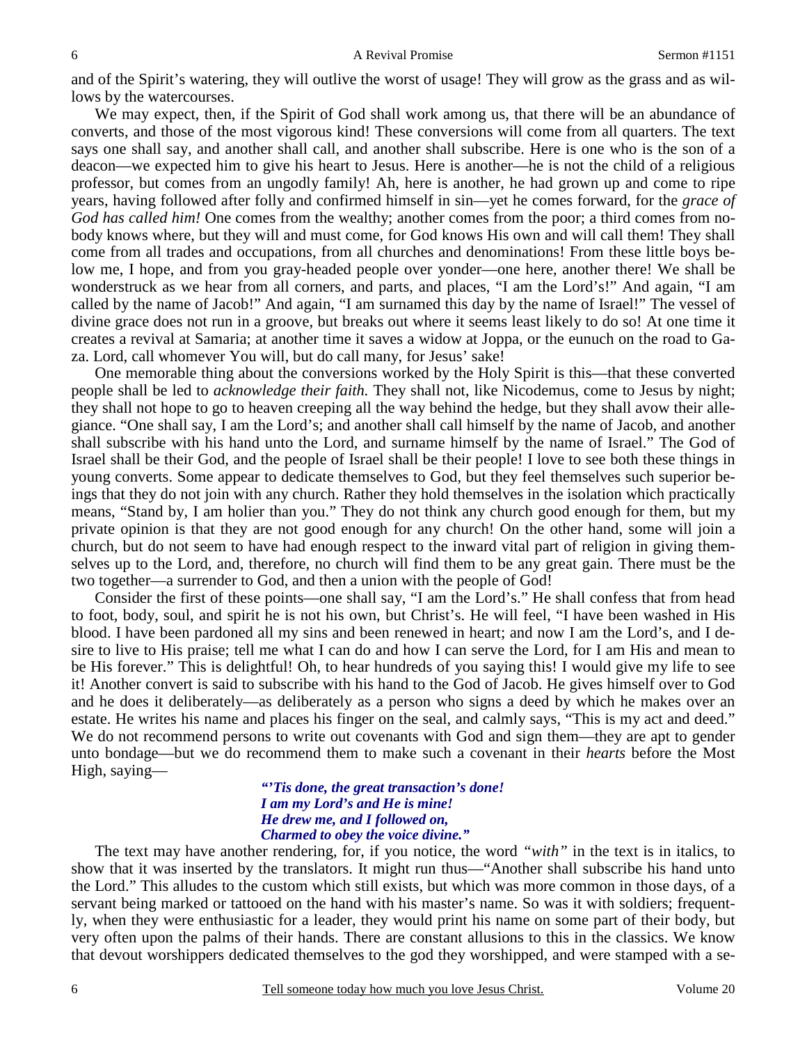and of the Spirit's watering, they will outlive the worst of usage! They will grow as the grass and as willows by the watercourses.

We may expect, then, if the Spirit of God shall work among us, that there will be an abundance of converts, and those of the most vigorous kind! These conversions will come from all quarters. The text says one shall say, and another shall call, and another shall subscribe. Here is one who is the son of a deacon—we expected him to give his heart to Jesus. Here is another—he is not the child of a religious professor, but comes from an ungodly family! Ah, here is another, he had grown up and come to ripe years, having followed after folly and confirmed himself in sin—yet he comes forward, for the *grace of God has called him!* One comes from the wealthy; another comes from the poor; a third comes from nobody knows where, but they will and must come, for God knows His own and will call them! They shall come from all trades and occupations, from all churches and denominations! From these little boys below me, I hope, and from you gray-headed people over yonder—one here, another there! We shall be wonderstruck as we hear from all corners, and parts, and places, "I am the Lord's!" And again, "I am called by the name of Jacob!" And again, "I am surnamed this day by the name of Israel!" The vessel of divine grace does not run in a groove, but breaks out where it seems least likely to do so! At one time it creates a revival at Samaria; at another time it saves a widow at Joppa, or the eunuch on the road to Gaza. Lord, call whomever You will, but do call many, for Jesus' sake!

One memorable thing about the conversions worked by the Holy Spirit is this—that these converted people shall be led to *acknowledge their faith.* They shall not, like Nicodemus, come to Jesus by night; they shall not hope to go to heaven creeping all the way behind the hedge, but they shall avow their allegiance. "One shall say, I am the Lord's; and another shall call himself by the name of Jacob, and another shall subscribe with his hand unto the Lord, and surname himself by the name of Israel." The God of Israel shall be their God, and the people of Israel shall be their people! I love to see both these things in young converts. Some appear to dedicate themselves to God, but they feel themselves such superior beings that they do not join with any church. Rather they hold themselves in the isolation which practically means, "Stand by, I am holier than you." They do not think any church good enough for them, but my private opinion is that they are not good enough for any church! On the other hand, some will join a church, but do not seem to have had enough respect to the inward vital part of religion in giving themselves up to the Lord, and, therefore, no church will find them to be any great gain. There must be the two together—a surrender to God, and then a union with the people of God!

Consider the first of these points—one shall say, "I am the Lord's." He shall confess that from head to foot, body, soul, and spirit he is not his own, but Christ's. He will feel, "I have been washed in His blood. I have been pardoned all my sins and been renewed in heart; and now I am the Lord's, and I desire to live to His praise; tell me what I can do and how I can serve the Lord, for I am His and mean to be His forever." This is delightful! Oh, to hear hundreds of you saying this! I would give my life to see it! Another convert is said to subscribe with his hand to the God of Jacob. He gives himself over to God and he does it deliberately—as deliberately as a person who signs a deed by which he makes over an estate. He writes his name and places his finger on the seal, and calmly says, "This is my act and deed." We do not recommend persons to write out covenants with God and sign them—they are apt to gender unto bondage—but we do recommend them to make such a covenant in their *hearts* before the Most High, saying—

> ***"'Tis done, the great transaction's done!***
> ***I am my Lord's and He is mine!***
> ***He drew me, and I followed on,***
> ***Charmed to obey the voice divine."***

The text may have another rendering, for, if you notice, the word *"with"* in the text is in italics, to show that it was inserted by the translators. It might run thus—"Another shall subscribe his hand unto the Lord." This alludes to the custom which still exists, but which was more common in those days, of a servant being marked or tattooed on the hand with his master's name. So was it with soldiers; frequently, when they were enthusiastic for a leader, they would print his name on some part of their body, but very often upon the palms of their hands. There are constant allusions to this in the classics. We know that devout worshippers dedicated themselves to the god they worshipped, and were stamped with a se-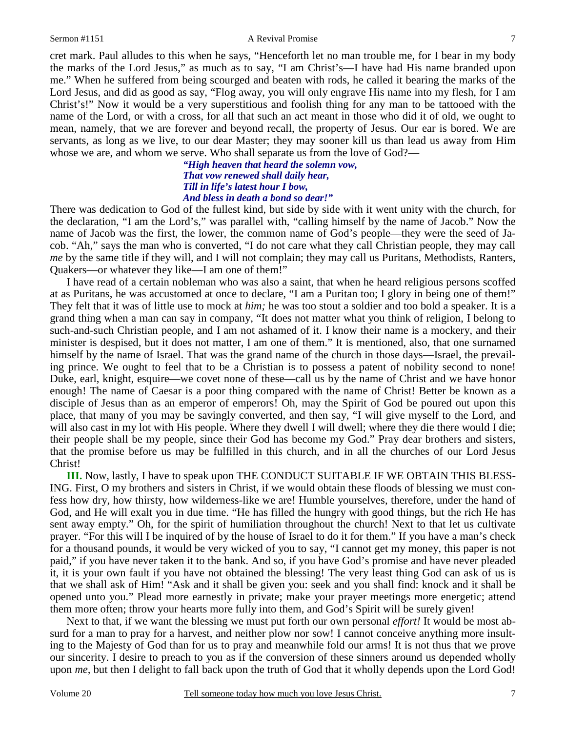cret mark. Paul alludes to this when he says, "Henceforth let no man trouble me, for I bear in my body the marks of the Lord Jesus," as much as to say, "I am Christ's—I have had His name branded upon me." When he suffered from being scourged and beaten with rods, he called it bearing the marks of the Lord Jesus, and did as good as say, "Flog away, you will only engrave His name into my flesh, for I am Christ's!" Now it would be a very superstitious and foolish thing for any man to be tattooed with the name of the Lord, or with a cross, for all that such an act meant in those who did it of old, we ought to mean, namely, that we are forever and beyond recall, the property of Jesus. Our ear is bored. We are servants, as long as we live, to our dear Master; they may sooner kill us than lead us away from Him whose we are, and whom we serve. Who shall separate us from the love of God?—

> ***"High heaven that heard the solemn vow,***
> ***That vow renewed shall daily hear,***
> ***Till in life's latest hour I bow,***
> ***And bless in death a bond so dear!"***

There was dedication to God of the fullest kind, but side by side with it went unity with the church, for the declaration, "I am the Lord's," was parallel with, "calling himself by the name of Jacob." Now the name of Jacob was the first, the lower, the common name of God's people—they were the seed of Jacob. "Ah," says the man who is converted, "I do not care what they call Christian people, they may call *me* by the same title if they will, and I will not complain; they may call us Puritans, Methodists, Ranters, Quakers—or whatever they like—I am one of them!"

I have read of a certain nobleman who was also a saint, that when he heard religious persons scoffed at as Puritans, he was accustomed at once to declare, "I am a Puritan too; I glory in being one of them!" They felt that it was of little use to mock at *him;* he was too stout a soldier and too bold a speaker. It is a grand thing when a man can say in company, "It does not matter what you think of religion, I belong to such-and-such Christian people, and I am not ashamed of it. I know their name is a mockery, and their minister is despised, but it does not matter, I am one of them." It is mentioned, also, that one surnamed himself by the name of Israel. That was the grand name of the church in those days—Israel, the prevailing prince. We ought to feel that to be a Christian is to possess a patent of nobility second to none! Duke, earl, knight, esquire—we covet none of these—call us by the name of Christ and we have honor enough! The name of Caesar is a poor thing compared with the name of Christ! Better be known as a disciple of Jesus than as an emperor of emperors! Oh, may the Spirit of God be poured out upon this place, that many of you may be savingly converted, and then say, "I will give myself to the Lord, and will also cast in my lot with His people. Where they dwell I will dwell; where they die there would I die; their people shall be my people, since their God has become my God." Pray dear brothers and sisters, that the promise before us may be fulfilled in this church, and in all the churches of our Lord Jesus Christ!

**III.** Now, lastly, I have to speak upon THE CONDUCT SUITABLE IF WE OBTAIN THIS BLESSING. First, O my brothers and sisters in Christ, if we would obtain these floods of blessing we must confess how dry, how thirsty, how wilderness-like we are! Humble yourselves, therefore, under the hand of God, and He will exalt you in due time. "He has filled the hungry with good things, but the rich He has sent away empty." Oh, for the spirit of humiliation throughout the church! Next to that let us cultivate prayer. "For this will I be inquired of by the house of Israel to do it for them." If you have a man's check for a thousand pounds, it would be very wicked of you to say, "I cannot get my money, this paper is not paid," if you have never taken it to the bank. And so, if you have God's promise and have never pleaded it, it is your own fault if you have not obtained the blessing! The very least thing God can ask of us is that we shall ask of Him! "Ask and it shall be given you: seek and you shall find: knock and it shall be opened unto you." Plead more earnestly in private; make your prayer meetings more energetic; attend them more often; throw your hearts more fully into them, and God's Spirit will be surely given!

Next to that, if we want the blessing we must put forth our own personal *effort!* It would be most absurd for a man to pray for a harvest, and neither plow nor sow! I cannot conceive anything more insulting to the Majesty of God than for us to pray and meanwhile fold our arms! It is not thus that we prove our sincerity. I desire to preach to you as if the conversion of these sinners around us depended wholly upon *me,* but then I delight to fall back upon the truth of God that it wholly depends upon the Lord God!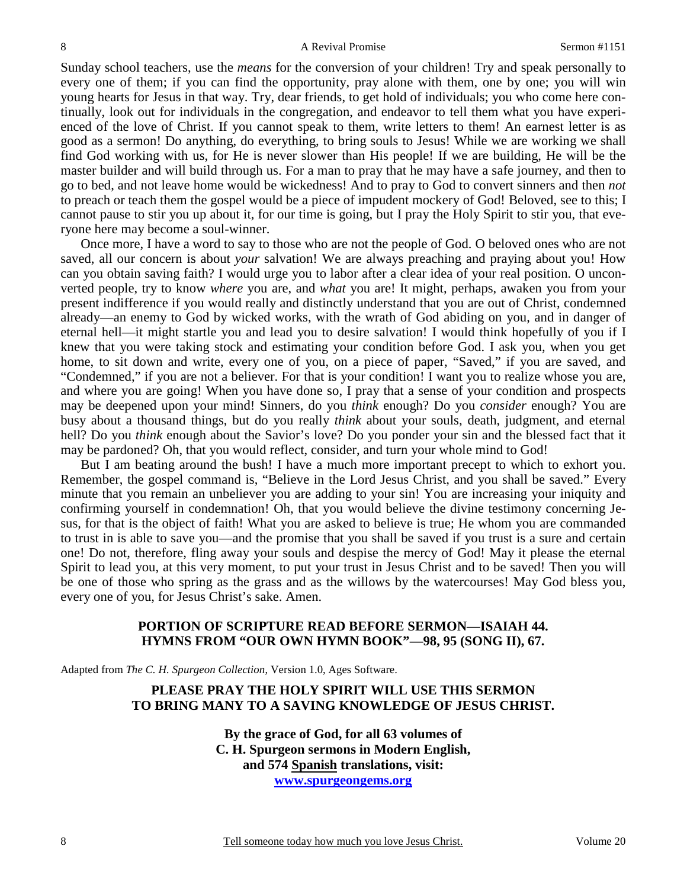Sunday school teachers, use the *means* for the conversion of your children! Try and speak personally to every one of them; if you can find the opportunity, pray alone with them, one by one; you will win young hearts for Jesus in that way. Try, dear friends, to get hold of individuals; you who come here continually, look out for individuals in the congregation, and endeavor to tell them what you have experienced of the love of Christ. If you cannot speak to them, write letters to them! An earnest letter is as good as a sermon! Do anything, do everything, to bring souls to Jesus! While we are working we shall find God working with us, for He is never slower than His people! If we are building, He will be the master builder and will build through us. For a man to pray that he may have a safe journey, and then to go to bed, and not leave home would be wickedness! And to pray to God to convert sinners and then *not* to preach or teach them the gospel would be a piece of impudent mockery of God! Beloved, see to this; I cannot pause to stir you up about it, for our time is going, but I pray the Holy Spirit to stir you, that everyone here may become a soul-winner.

Once more, I have a word to say to those who are not the people of God. O beloved ones who are not saved, all our concern is about *your* salvation! We are always preaching and praying about you! How can you obtain saving faith? I would urge you to labor after a clear idea of your real position. O unconverted people, try to know *where* you are, and *what* you are! It might, perhaps, awaken you from your present indifference if you would really and distinctly understand that you are out of Christ, condemned already—an enemy to God by wicked works, with the wrath of God abiding on you, and in danger of eternal hell—it might startle you and lead you to desire salvation! I would think hopefully of you if I knew that you were taking stock and estimating your condition before God. I ask you, when you get home, to sit down and write, every one of you, on a piece of paper, "Saved," if you are saved, and "Condemned," if you are not a believer. For that is your condition! I want you to realize whose you are, and where you are going! When you have done so, I pray that a sense of your condition and prospects may be deepened upon your mind! Sinners, do you *think* enough? Do you *consider* enough? You are busy about a thousand things, but do you really *think* about your souls, death, judgment, and eternal hell? Do you *think* enough about the Savior's love? Do you ponder your sin and the blessed fact that it may be pardoned? Oh, that you would reflect, consider, and turn your whole mind to God!

But I am beating around the bush! I have a much more important precept to which to exhort you. Remember, the gospel command is, "Believe in the Lord Jesus Christ, and you shall be saved." Every minute that you remain an unbeliever you are adding to your sin! You are increasing your iniquity and confirming yourself in condemnation! Oh, that you would believe the divine testimony concerning Jesus, for that is the object of faith! What you are asked to believe is true; He whom you are commanded to trust in is able to save you—and the promise that you shall be saved if you trust is a sure and certain one! Do not, therefore, fling away your souls and despise the mercy of God! May it please the eternal Spirit to lead you, at this very moment, to put your trust in Jesus Christ and to be saved! Then you will be one of those who spring as the grass and as the willows by the watercourses! May God bless you, every one of you, for Jesus Christ's sake. Amen.

**PORTION OF SCRIPTURE READ BEFORE SERMON—ISAIAH 44.**
**HYMNS FROM "OUR OWN HYMN BOOK"—98, 95 (SONG II), 67.**

Adapted from *The C. H. Spurgeon Collection*, Version 1.0, Ages Software.

**PLEASE PRAY THE HOLY SPIRIT WILL USE THIS SERMON TO BRING MANY TO A SAVING KNOWLEDGE OF JESUS CHRIST.**

**By the grace of God, for all 63 volumes of C. H. Spurgeon sermons in Modern English, and 574 Spanish translations, visit: www.spurgeongems.org**